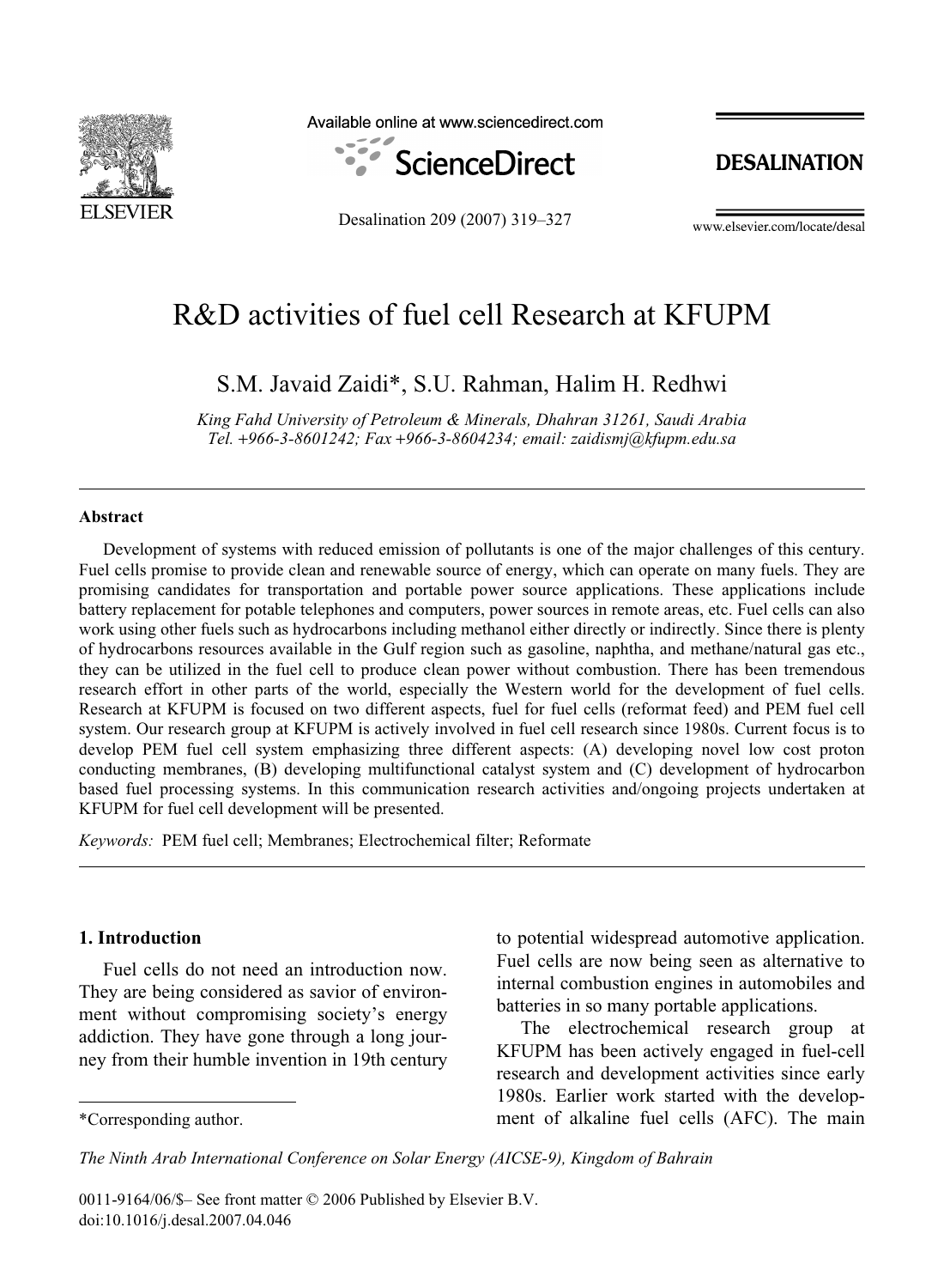# R&D activities of fuel cell Research at KFUPM

S.M. Javaid Zaidi*, S.U. Rahman, Halim H. Redhwi

*King Fahd University of Petroleum & Minerals, Dhahran 31261, Saudi Arabia*
*Tel. +966-3-8601242; Fax +966-3-8604234; email: zaidismj@kfupm.edu.sa*

---

### Abstract

Development of systems with reduced emission of pollutants is one of the major challenges of this century. Fuel cells promise to provide clean and renewable source of energy, which can operate on many fuels. They are promising candidates for transportation and portable power source applications. These applications include battery replacement for potable telephones and computers, power sources in remote areas, etc. Fuel cells can also work using other fuels such as hydrocarbons including methanol either directly or indirectly. Since there is plenty of hydrocarbons resources available in the Gulf region such as gasoline, naphtha, and methane/natural gas etc., they can be utilized in the fuel cell to produce clean power without combustion. There has been tremendous research effort in other parts of the world, especially the Western world for the development of fuel cells. Research at KFUPM is focused on two different aspects, fuel for fuel cells (reformat feed) and PEM fuel cell system. Our research group at KFUPM is actively involved in fuel cell research since 1980s. Current focus is to develop PEM fuel cell system emphasizing three different aspects: (A) developing novel low cost proton conducting membranes, (B) developing multifunctional catalyst system and (C) development of hydrocarbon based fuel processing systems. In this communication research activities and/ongoing projects undertaken at KFUPM for fuel cell development will be presented.

*Keywords:* PEM fuel cell; Membranes; Electrochemical filter; Reformate

---

## 1. Introduction

Fuel cells do not need an introduction now. They are being considered as savior of environment without compromising society's energy addiction. They have gone through a long journey from their humble invention in 19th century to potential widespread automotive application. Fuel cells are now being seen as alternative to internal combustion engines in automobiles and batteries in so many portable applications.

The electrochemical research group at KFUPM has been actively engaged in fuel-cell research and development activities since early 1980s. Earlier work started with the development of alkaline fuel cells (AFC). The main

*Corresponding author.

*The Ninth Arab International Conference on Solar Energy (AICSE-9), Kingdom of Bahrain*

0011-9164/06/$– See front matter © 2006 Published by Elsevier B.V.
doi:10.1016/j.desal.2007.04.046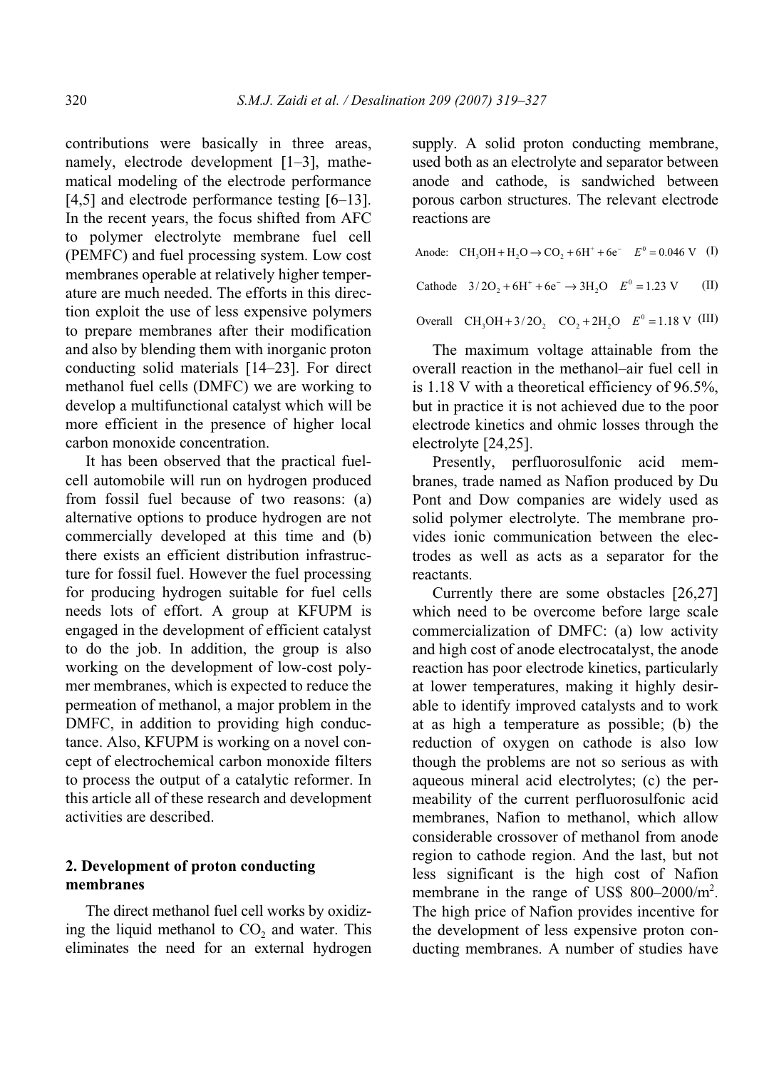contributions were basically in three areas, namely, electrode development [1–3], mathematical modeling of the electrode performance [4,5] and electrode performance testing [6–13]. In the recent years, the focus shifted from AFC to polymer electrolyte membrane fuel cell (PEMFC) and fuel processing system. Low cost membranes operable at relatively higher temperature are much needed. The efforts in this direction exploit the use of less expensive polymers to prepare membranes after their modification and also by blending them with inorganic proton conducting solid materials [14–23]. For direct methanol fuel cells (DMFC) we are working to develop a multifunctional catalyst which will be more efficient in the presence of higher local carbon monoxide concentration.

It has been observed that the practical fuel-cell automobile will run on hydrogen produced from fossil fuel because of two reasons: (a) alternative options to produce hydrogen are not commercially developed at this time and (b) there exists an efficient distribution infrastructure for fossil fuel. However the fuel processing for producing hydrogen suitable for fuel cells needs lots of effort. A group at KFUPM is engaged in the development of efficient catalyst to do the job. In addition, the group is also working on the development of low-cost polymer membranes, which is expected to reduce the permeation of methanol, a major problem in the DMFC, in addition to providing high conductance. Also, KFUPM is working on a novel concept of electrochemical carbon monoxide filters to process the output of a catalytic reformer. In this article all of these research and development activities are described.

## 2. Development of proton conducting membranes

The direct methanol fuel cell works by oxidizing the liquid methanol to $CO_2$ and water. This eliminates the need for an external hydrogen supply. A solid proton conducting membrane, used both as an electrolyte and separator between anode and cathode, is sandwiched between porous carbon structures. The relevant electrode reactions are

$$\text{Anode:} \quad CH_3OH + H_2O \rightarrow CO_2 + 6H^+ + 6e^- \quad E^0 = 0.046 \text{ V} \qquad \text{(I)}$$

$$\text{Cathode} \quad 3/2O_2 + 6H^+ + 6e^- \rightarrow 3H_2O \quad E^0 = 1.23 \text{ V} \qquad \text{(II)}$$

$$\text{Overall} \quad CH_3OH + 3/2O_2 \quad CO_2 + 2H_2O \quad E^0 = 1.18 \text{ V} \qquad \text{(III)}$$

The maximum voltage attainable from the overall reaction in the methanol–air fuel cell in is 1.18 V with a theoretical efficiency of 96.5%, but in practice it is not achieved due to the poor electrode kinetics and ohmic losses through the electrolyte [24,25].

Presently, perfluorosulfonic acid membranes, trade named as Nafion produced by Du Pont and Dow companies are widely used as solid polymer electrolyte. The membrane provides ionic communication between the electrodes as well as acts as a separator for the reactants.

Currently there are some obstacles [26,27] which need to be overcome before large scale commercialization of DMFC: (a) low activity and high cost of anode electrocatalyst, the anode reaction has poor electrode kinetics, particularly at lower temperatures, making it highly desirable to identify improved catalysts and to work at as high a temperature as possible; (b) the reduction of oxygen on cathode is also low though the problems are not so serious as with aqueous mineral acid electrolytes; (c) the permeability of the current perfluorosulfonic acid membranes, Nafion to methanol, which allow considerable crossover of methanol from anode region to cathode region. And the last, but not less significant is the high cost of Nafion membrane in the range of US$ 800–2000/m$^2$. The high price of Nafion provides incentive for the development of less expensive proton conducting membranes. A number of studies have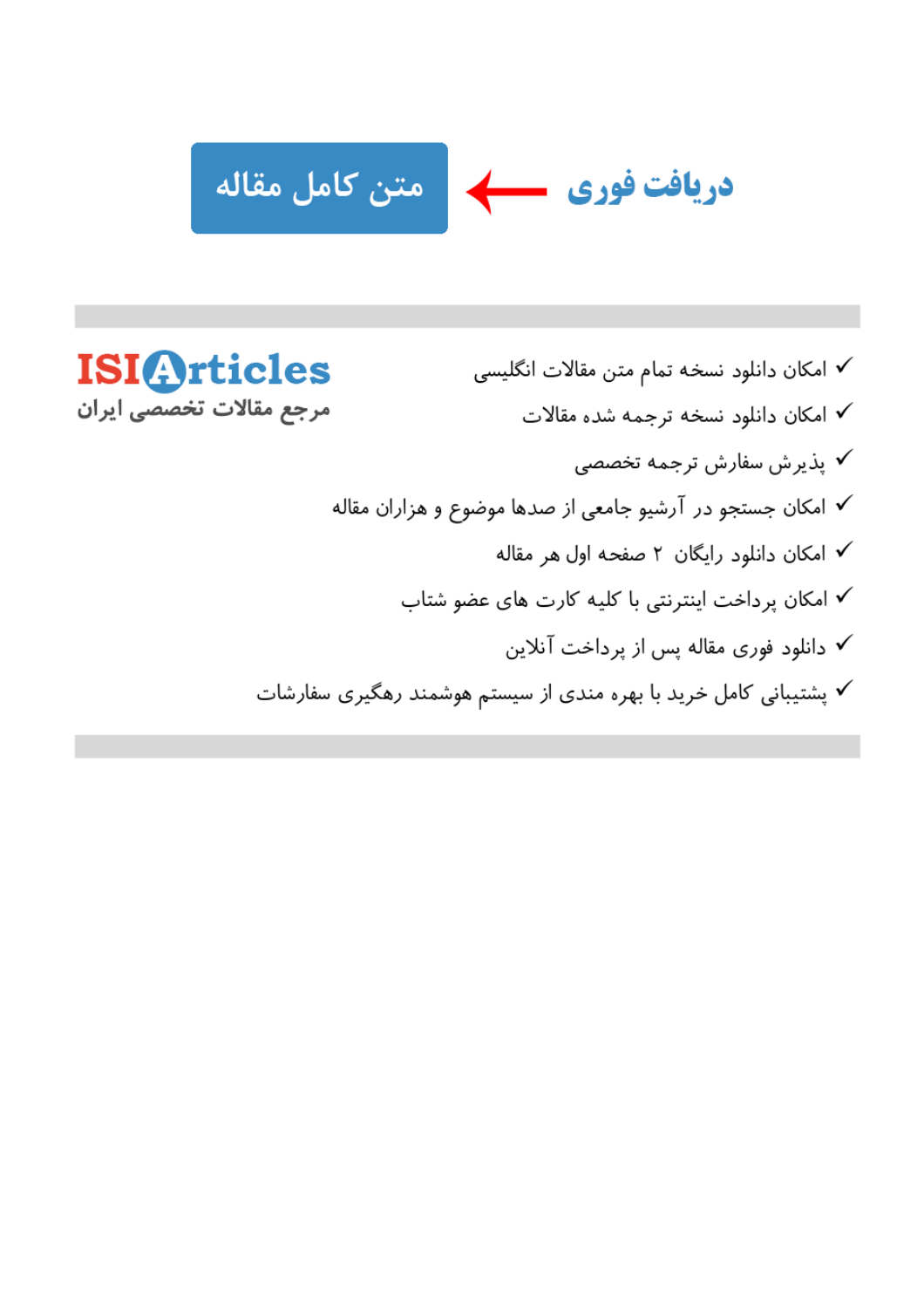دریافت فوری ← متن کامل مقاله

ISIArticles
مرجع مقالات تخصصی ایران

- ✓ امکان دانلود نسخه تمام متن مقالات انگلیسی
- ✓ امکان دانلود نسخه ترجمه شده مقالات
- ✓ پذیرش سفارش ترجمه تخصصی
- ✓ امکان جستجو در آرشیو جامعی از صدها موضوع و هزاران مقاله
- ✓ امکان دانلود رایگان ۲ صفحه اول هر مقاله
- ✓ امکان پرداخت اینترنتی با کلیه کارت های عضو شتاب
- ✓ دانلود فوری مقاله پس از پرداخت آنلاین
- ✓ پشتیبانی کامل خرید با بهره مندی از سیستم هوشمند رهگیری سفارشات